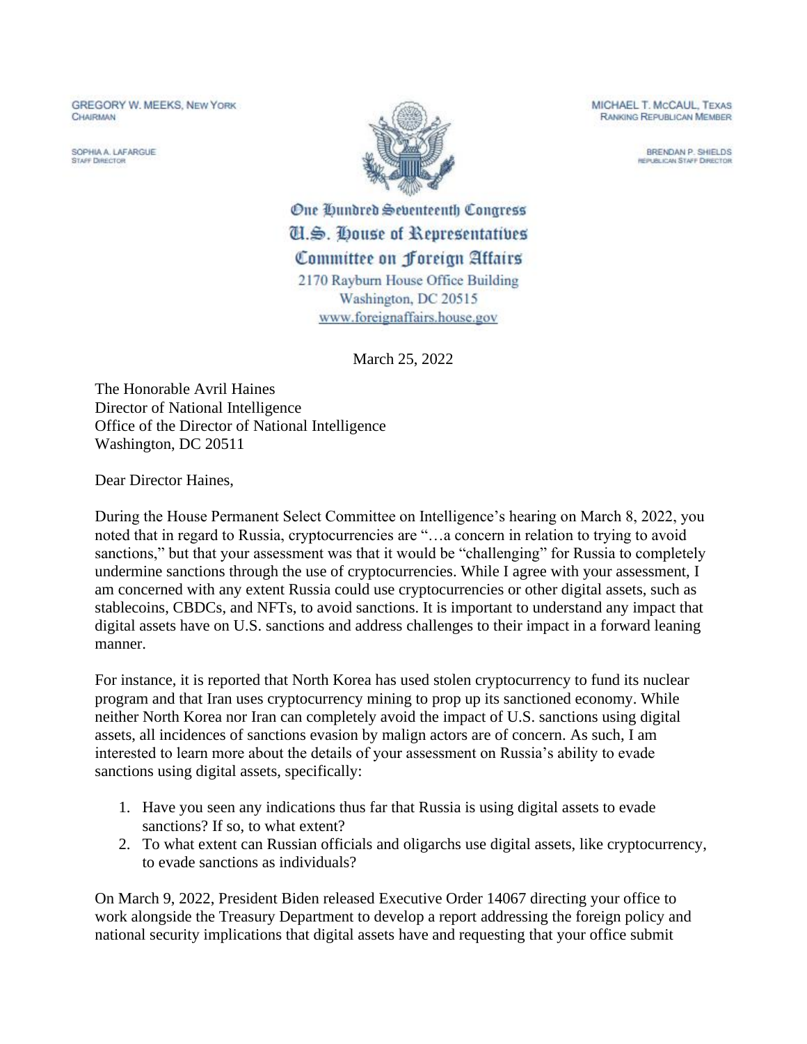GREGORY W. MEEKS, NEW YORK
CHAIRMAN

SOPHIA A. LAFARGUE
STAFF DIRECTOR

MICHAEL T. McCAUL, TEXAS
RANKING REPUBLICAN MEMBER

BRENDAN P. SHIELDS
REPUBLICAN STAFF DIRECTOR

# One Hundred Seventeenth Congress
# U.S. House of Representatives
# Committee on Foreign Affairs

2170 Rayburn House Office Building
Washington, DC 20515
www.foreignaffairs.house.gov

March 25, 2022

The Honorable Avril Haines
Director of National Intelligence
Office of the Director of National Intelligence
Washington, DC 20511

Dear Director Haines,

During the House Permanent Select Committee on Intelligence's hearing on March 8, 2022, you noted that in regard to Russia, cryptocurrencies are "…a concern in relation to trying to avoid sanctions," but that your assessment was that it would be "challenging" for Russia to completely undermine sanctions through the use of cryptocurrencies. While I agree with your assessment, I am concerned with any extent Russia could use cryptocurrencies or other digital assets, such as stablecoins, CBDCs, and NFTs, to avoid sanctions. It is important to understand any impact that digital assets have on U.S. sanctions and address challenges to their impact in a forward leaning manner.

For instance, it is reported that North Korea has used stolen cryptocurrency to fund its nuclear program and that Iran uses cryptocurrency mining to prop up its sanctioned economy. While neither North Korea nor Iran can completely avoid the impact of U.S. sanctions using digital assets, all incidences of sanctions evasion by malign actors are of concern. As such, I am interested to learn more about the details of your assessment on Russia's ability to evade sanctions using digital assets, specifically:

1. Have you seen any indications thus far that Russia is using digital assets to evade sanctions? If so, to what extent?
2. To what extent can Russian officials and oligarchs use digital assets, like cryptocurrency, to evade sanctions as individuals?

On March 9, 2022, President Biden released Executive Order 14067 directing your office to work alongside the Treasury Department to develop a report addressing the foreign policy and national security implications that digital assets have and requesting that your office submit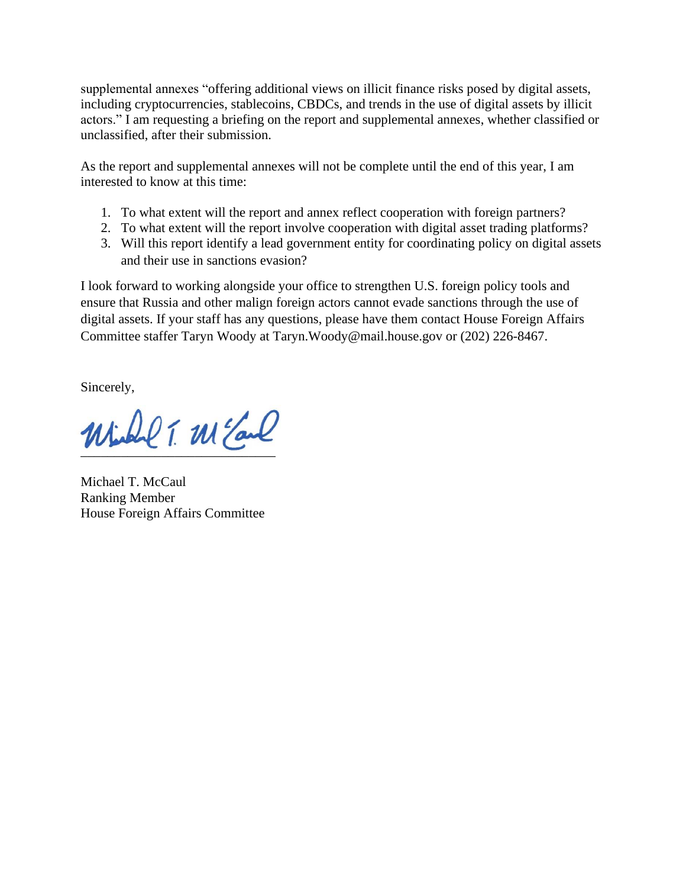supplemental annexes "offering additional views on illicit finance risks posed by digital assets, including cryptocurrencies, stablecoins, CBDCs, and trends in the use of digital assets by illicit actors." I am requesting a briefing on the report and supplemental annexes, whether classified or unclassified, after their submission.

As the report and supplemental annexes will not be complete until the end of this year, I am interested to know at this time:

1. To what extent will the report and annex reflect cooperation with foreign partners?
2. To what extent will the report involve cooperation with digital asset trading platforms?
3. Will this report identify a lead government entity for coordinating policy on digital assets and their use in sanctions evasion?

I look forward to working alongside your office to strengthen U.S. foreign policy tools and ensure that Russia and other malign foreign actors cannot evade sanctions through the use of digital assets. If your staff has any questions, please have them contact House Foreign Affairs Committee staffer Taryn Woody at Taryn.Woody@mail.house.gov or (202) 226-8467.

Sincerely,

Michael T. McCaul
Ranking Member
House Foreign Affairs Committee